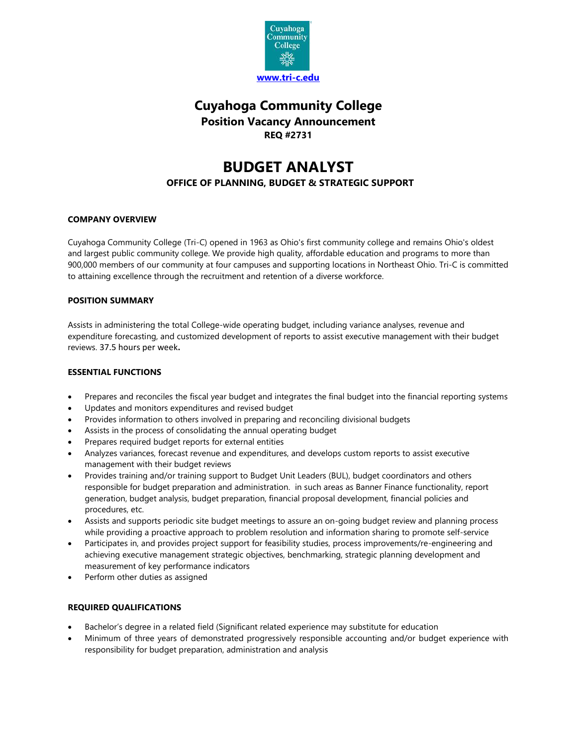www.tri-c.edu

# Cuyahoga Community College

## Position Vacancy Announcement

**REQ #2731**

# BUDGET ANALYST

## OFFICE OF PLANNING, BUDGET & STRATEGIC SUPPORT

### COMPANY OVERVIEW

Cuyahoga Community College (Tri-C) opened in 1963 as Ohio's first community college and remains Ohio's oldest and largest public community college. We provide high quality, affordable education and programs to more than 900,000 members of our community at four campuses and supporting locations in Northeast Ohio. Tri-C is committed to attaining excellence through the recruitment and retention of a diverse workforce.

### POSITION SUMMARY

Assists in administering the total College-wide operating budget, including variance analyses, revenue and expenditure forecasting, and customized development of reports to assist executive management with their budget reviews. 37.5 hours per week**.**

### ESSENTIAL FUNCTIONS

- Prepares and reconciles the fiscal year budget and integrates the final budget into the financial reporting systems
- Updates and monitors expenditures and revised budget
- Provides information to others involved in preparing and reconciling divisional budgets
- Assists in the process of consolidating the annual operating budget
- Prepares required budget reports for external entities
- Analyzes variances, forecast revenue and expenditures, and develops custom reports to assist executive management with their budget reviews
- Provides training and/or training support to Budget Unit Leaders (BUL), budget coordinators and others responsible for budget preparation and administration. in such areas as Banner Finance functionality, report generation, budget analysis, budget preparation, financial proposal development, financial policies and procedures, etc.
- Assists and supports periodic site budget meetings to assure an on-going budget review and planning process while providing a proactive approach to problem resolution and information sharing to promote self-service
- Participates in, and provides project support for feasibility studies, process improvements/re-engineering and achieving executive management strategic objectives, benchmarking, strategic planning development and measurement of key performance indicators
- Perform other duties as assigned

### REQUIRED QUALIFICATIONS

- Bachelor's degree in a related field (Significant related experience may substitute for education
- Minimum of three years of demonstrated progressively responsible accounting and/or budget experience with responsibility for budget preparation, administration and analysis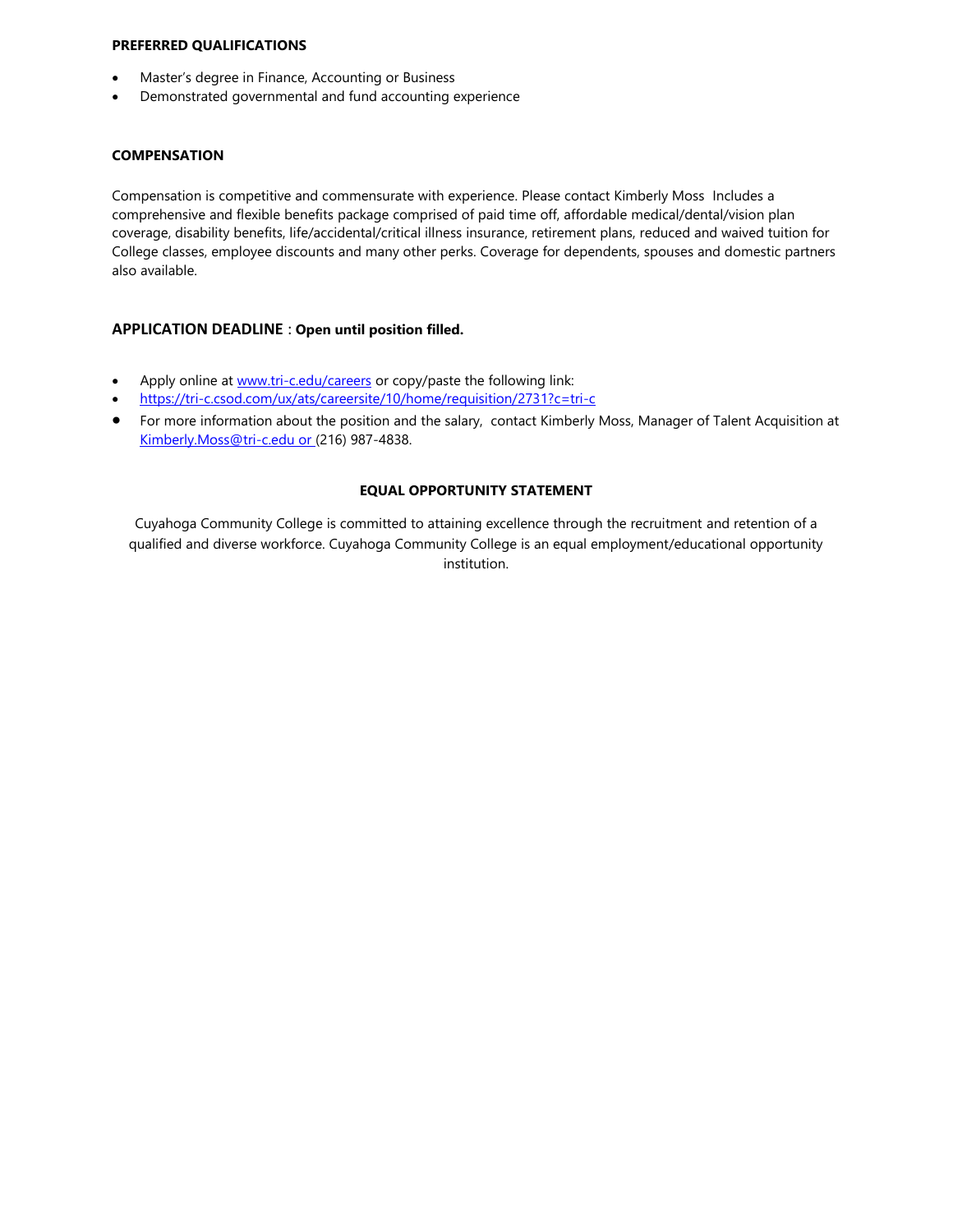**PREFERRED QUALIFICATIONS**

- Master's degree in Finance, Accounting or Business
- Demonstrated governmental and fund accounting experience

**COMPENSATION**

Compensation is competitive and commensurate with experience. Please contact Kimberly Moss  Includes a comprehensive and flexible benefits package comprised of paid time off, affordable medical/dental/vision plan coverage, disability benefits, life/accidental/critical illness insurance, retirement plans, reduced and waived tuition for College classes, employee discounts and many other perks. Coverage for dependents, spouses and domestic partners also available.

**APPLICATION DEADLINE** : **Open until position filled.**

- Apply online at [www.tri-c.edu/careers](www.tri-c.edu/careers) or copy/paste the following link:
- [https://tri-c.csod.com/ux/ats/careersite/10/home/requisition/2731?c=tri-c](https://tri-c.csod.com/ux/ats/careersite/10/home/requisition/2731?c=tri-c)
- For more information about the position and the salary,  contact Kimberly Moss, Manager of Talent Acquisition at [Kimberly.Moss@tri-c.edu](mailto:Kimberly.Moss@tri-c.edu) or (216) 987-4838.

**EQUAL OPPORTUNITY STATEMENT**

Cuyahoga Community College is committed to attaining excellence through the recruitment and retention of a qualified and diverse workforce. Cuyahoga Community College is an equal employment/educational opportunity institution.